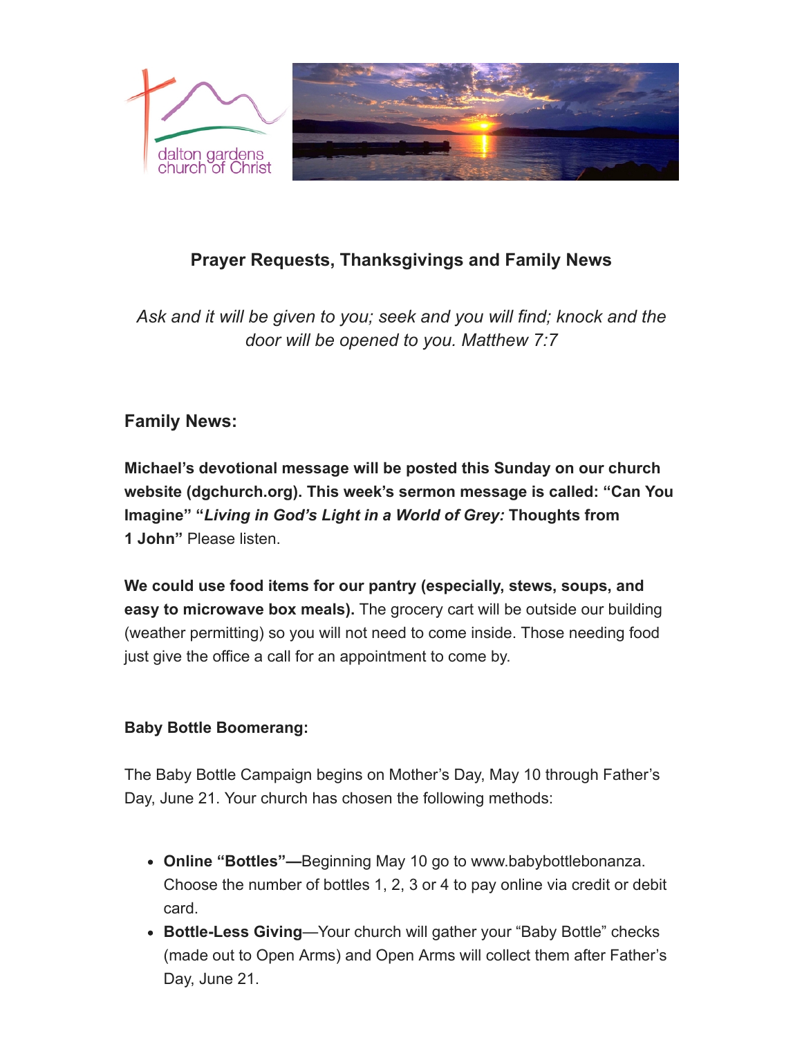dalton gardens church of Christ

## Prayer Requests, Thanksgivings and Family News

*Ask and it will be given to you; seek and you will find; knock and the door will be opened to you. Matthew 7:7*

### Family News:

**Michael's devotional message will be posted this Sunday on our church website (dgchurch.org). This week's sermon message is called: "Can You Imagine" "*Living in God's Light in a World of Grey:* Thoughts from 1 John"** Please listen.

**We could use food items for our pantry (especially, stews, soups, and easy to microwave box meals).** The grocery cart will be outside our building (weather permitting) so you will not need to come inside. Those needing food just give the office a call for an appointment to come by.

**Baby Bottle Boomerang:**

The Baby Bottle Campaign begins on Mother's Day, May 10 through Father's Day, June 21. Your church has chosen the following methods:

- **Online "Bottles"—**Beginning May 10 go to www.babybottlebonanza. Choose the number of bottles 1, 2, 3 or 4 to pay online via credit or debit card.
- **Bottle-Less Giving**—Your church will gather your "Baby Bottle" checks (made out to Open Arms) and Open Arms will collect them after Father's Day, June 21.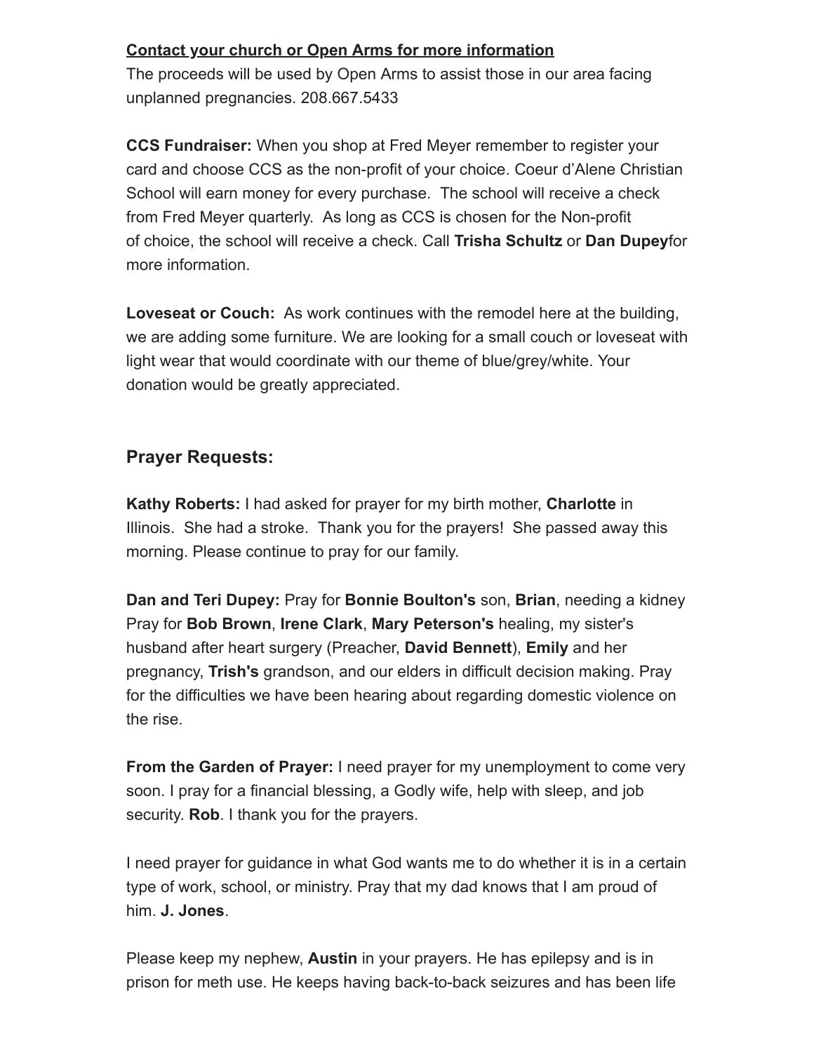**Contact your church or Open Arms for more information**

The proceeds will be used by Open Arms to assist those in our area facing unplanned pregnancies. 208.667.5433

**CCS Fundraiser:** When you shop at Fred Meyer remember to register your card and choose CCS as the non-profit of your choice. Coeur d'Alene Christian School will earn money for every purchase. The school will receive a check from Fred Meyer quarterly. As long as CCS is chosen for the Non-profit of choice, the school will receive a check. Call **Trisha Schultz** or **Dan Dupey**for more information.

**Loveseat or Couch:** As work continues with the remodel here at the building, we are adding some furniture. We are looking for a small couch or loveseat with light wear that would coordinate with our theme of blue/grey/white. Your donation would be greatly appreciated.

## Prayer Requests:

**Kathy Roberts:** I had asked for prayer for my birth mother, **Charlotte** in Illinois. She had a stroke. Thank you for the prayers! She passed away this morning. Please continue to pray for our family.

**Dan and Teri Dupey:** Pray for **Bonnie Boulton's** son, **Brian**, needing a kidney Pray for **Bob Brown**, **Irene Clark**, **Mary Peterson's** healing, my sister's husband after heart surgery (Preacher, **David Bennett**), **Emily** and her pregnancy, **Trish's** grandson, and our elders in difficult decision making. Pray for the difficulties we have been hearing about regarding domestic violence on the rise.

**From the Garden of Prayer:** I need prayer for my unemployment to come very soon. I pray for a financial blessing, a Godly wife, help with sleep, and job security. **Rob**. I thank you for the prayers.

I need prayer for guidance in what God wants me to do whether it is in a certain type of work, school, or ministry. Pray that my dad knows that I am proud of him. **J. Jones**.

Please keep my nephew, **Austin** in your prayers. He has epilepsy and is in prison for meth use. He keeps having back-to-back seizures and has been life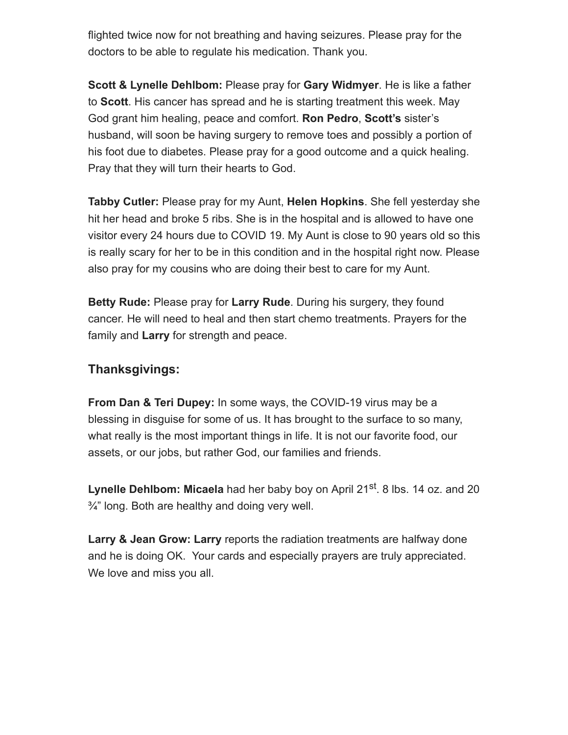flighted twice now for not breathing and having seizures. Please pray for the doctors to be able to regulate his medication. Thank you.

**Scott & Lynelle Dehlbom:** Please pray for **Gary Widmyer**. He is like a father to **Scott**. His cancer has spread and he is starting treatment this week. May God grant him healing, peace and comfort. **Ron Pedro**, **Scott's** sister's husband, will soon be having surgery to remove toes and possibly a portion of his foot due to diabetes. Please pray for a good outcome and a quick healing. Pray that they will turn their hearts to God.

**Tabby Cutler:** Please pray for my Aunt, **Helen Hopkins**. She fell yesterday she hit her head and broke 5 ribs. She is in the hospital and is allowed to have one visitor every 24 hours due to COVID 19. My Aunt is close to 90 years old so this is really scary for her to be in this condition and in the hospital right now. Please also pray for my cousins who are doing their best to care for my Aunt.

**Betty Rude:** Please pray for **Larry Rude**. During his surgery, they found cancer. He will need to heal and then start chemo treatments. Prayers for the family and **Larry** for strength and peace.

## Thanksgivings:

**From Dan & Teri Dupey:** In some ways, the COVID-19 virus may be a blessing in disguise for some of us. It has brought to the surface to so many, what really is the most important things in life. It is not our favorite food, our assets, or our jobs, but rather God, our families and friends.

**Lynelle Dehlbom: Micaela** had her baby boy on April 21st. 8 lbs. 14 oz. and 20 ¾" long. Both are healthy and doing very well.

**Larry & Jean Grow: Larry** reports the radiation treatments are halfway done and he is doing OK. Your cards and especially prayers are truly appreciated. We love and miss you all.